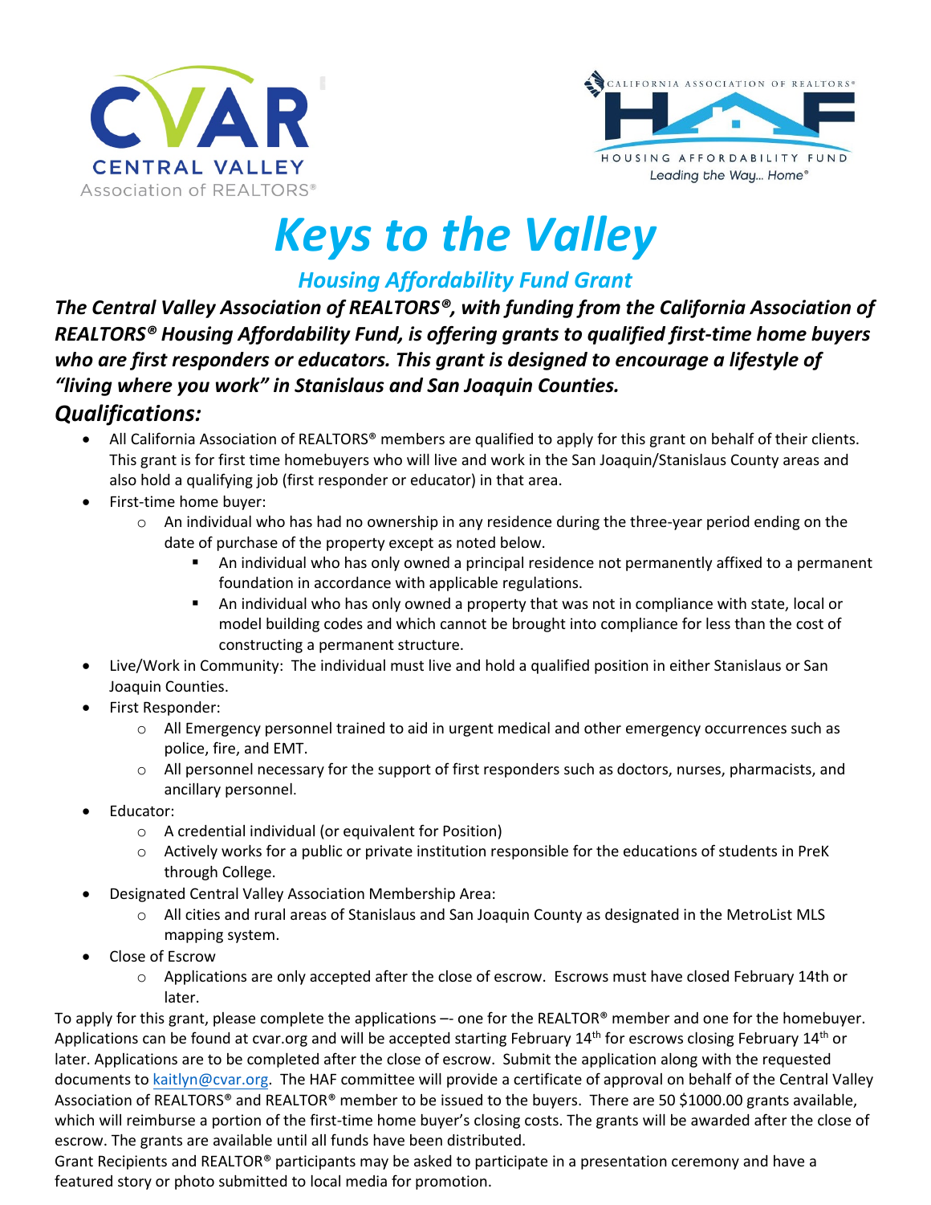CVAR
CENTRAL VALLEY
Association of REALTORS®

CALIFORNIA ASSOCIATION OF REALTORS®
HAF
HOUSING AFFORDABILITY FUND
*Leading the Way… Home®*

# *Keys to the Valley*

## *Housing Affordability Fund Grant*

***The Central Valley Association of REALTORS®, with funding from the California Association of REALTORS® Housing Affordability Fund, is offering grants to qualified first-time home buyers who are first responders or educators. This grant is designed to encourage a lifestyle of "living where you work" in Stanislaus and San Joaquin Counties.***

### *Qualifications:*

- All California Association of REALTORS® members are qualified to apply for this grant on behalf of their clients. This grant is for first time homebuyers who will live and work in the San Joaquin/Stanislaus County areas and also hold a qualifying job (first responder or educator) in that area.
- First-time home buyer:
  - An individual who has had no ownership in any residence during the three-year period ending on the date of purchase of the property except as noted below.
    - An individual who has only owned a principal residence not permanently affixed to a permanent foundation in accordance with applicable regulations.
    - An individual who has only owned a property that was not in compliance with state, local or model building codes and which cannot be brought into compliance for less than the cost of constructing a permanent structure.
- Live/Work in Community: The individual must live and hold a qualified position in either Stanislaus or San Joaquin Counties.
- First Responder:
  - All Emergency personnel trained to aid in urgent medical and other emergency occurrences such as police, fire, and EMT.
  - All personnel necessary for the support of first responders such as doctors, nurses, pharmacists, and ancillary personnel.
- Educator:
  - A credential individual (or equivalent for Position)
  - Actively works for a public or private institution responsible for the educations of students in PreK through College.
- Designated Central Valley Association Membership Area:
  - All cities and rural areas of Stanislaus and San Joaquin County as designated in the MetroList MLS mapping system.
- Close of Escrow
  - Applications are only accepted after the close of escrow. Escrows must have closed February 14th or later.

To apply for this grant, please complete the applications –- one for the REALTOR® member and one for the homebuyer. Applications can be found at cvar.org and will be accepted starting February 14th for escrows closing February 14th or later. Applications are to be completed after the close of escrow. Submit the application along with the requested documents to kaitlyn@cvar.org. The HAF committee will provide a certificate of approval on behalf of the Central Valley Association of REALTORS® and REALTOR® member to be issued to the buyers. There are 50 $1000.00 grants available, which will reimburse a portion of the first-time home buyer's closing costs. The grants will be awarded after the close of escrow. The grants are available until all funds have been distributed.

Grant Recipients and REALTOR® participants may be asked to participate in a presentation ceremony and have a featured story or photo submitted to local media for promotion.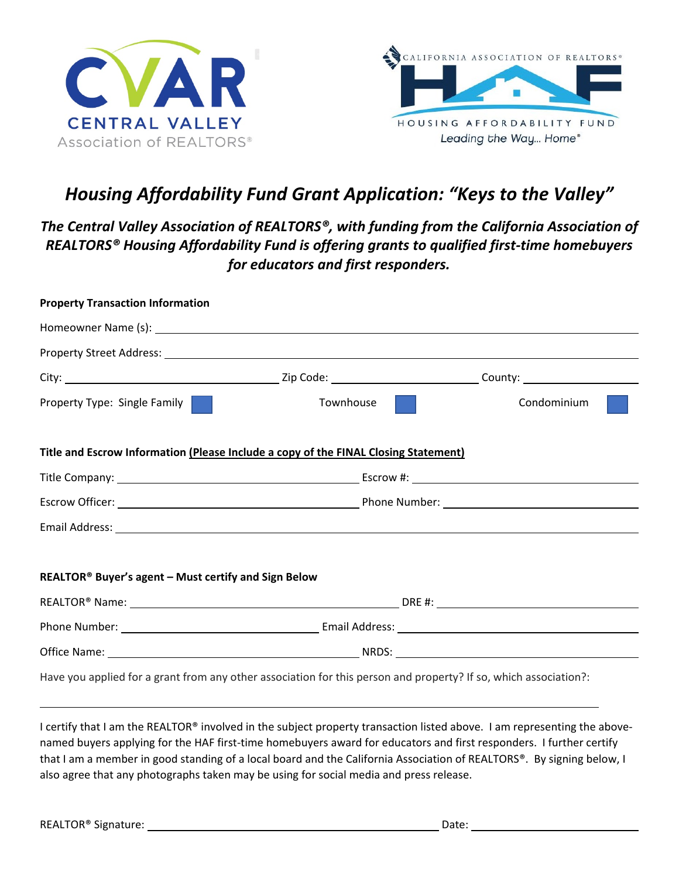CVAR CENTRAL VALLEY Association of REALTORS®

CALIFORNIA ASSOCIATION OF REALTORS® HAF HOUSING AFFORDABILITY FUND Leading the Way... Home®

# *Housing Affordability Fund Grant Application: "Keys to the Valley"*

***The Central Valley Association of REALTORS®, with funding from the California Association of REALTORS® Housing Affordability Fund is offering grants to qualified first-time homebuyers for educators and first responders.***

**Property Transaction Information**

Homeowner Name (s): ______________________________

Property Street Address: ______________________________

City: ______________________ Zip Code: ______________________ County: ______________________

Property Type: Single Family ☐ Townhouse ☐ Condominium ☐

**Title and Escrow Information <u>(Please Include a copy of the FINAL Closing Statement)</u>**

Title Company: ______________________ Escrow #: ______________________

Escrow Officer: ______________________ Phone Number: ______________________

Email Address: ______________________________

**REALTOR® Buyer's agent – Must certify and Sign Below**

REALTOR® Name: ______________________ DRE #: ______________________

Phone Number: ______________________ Email Address: ______________________

Office Name: ______________________ NRDS: ______________________

Have you applied for a grant from any other association for this person and property? If so, which association?:

______________________________

I certify that I am the REALTOR® involved in the subject property transaction listed above. I am representing the above-named buyers applying for the HAF first-time homebuyers award for educators and first responders. I further certify that I am a member in good standing of a local board and the California Association of REALTORS®. By signing below, I also agree that any photographs taken may be using for social media and press release.

REALTOR® Signature: ______________________ Date: ______________________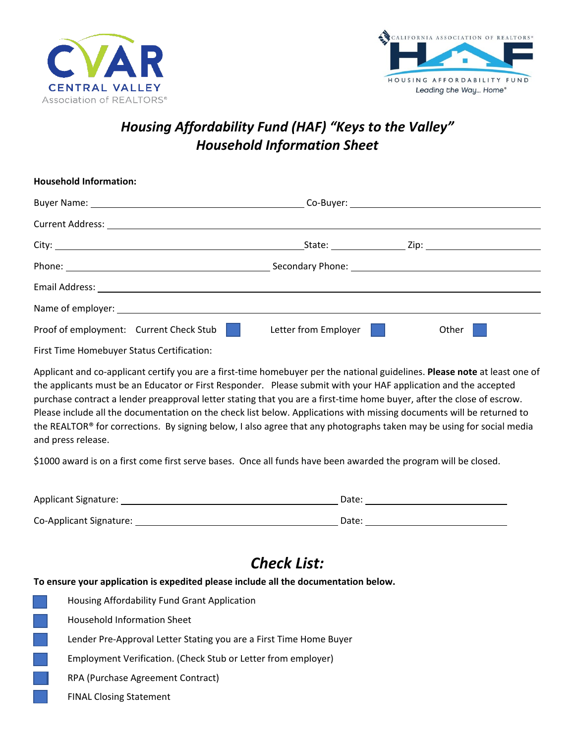CVAR
CENTRAL VALLEY
Association of REALTORS®

CALIFORNIA ASSOCIATION OF REALTORS®
HAF
HOUSING AFFORDABILITY FUND
Leading the Way... Home®

# *Housing Affordability Fund (HAF) "Keys to the Valley"*
# *Household Information Sheet*

**Household Information:**

Buyer Name: ______________________________ Co-Buyer: ______________________________

Current Address: ______________________________________________________________

City: ______________________________ State: ____________ Zip: ____________

Phone: ______________________________ Secondary Phone: ______________________________

Email Address: ______________________________________________________________

Name of employer: ______________________________________________________________

Proof of employment: Current Check Stub ☐ Letter from Employer ☐ Other ☐

First Time Homebuyer Status Certification:

Applicant and co-applicant certify you are a first-time homebuyer per the national guidelines. **Please note** at least one of the applicants must be an Educator or First Responder. Please submit with your HAF application and the accepted purchase contract a lender preapproval letter stating that you are a first-time home buyer, after the close of escrow. Please include all the documentation on the check list below. Applications with missing documents will be returned to the REALTOR® for corrections. By signing below, I also agree that any photographs taken may be using for social media and press release.

$1000 award is on a first come first serve bases. Once all funds have been awarded the program will be closed.

Applicant Signature: ______________________________ Date: ____________

Co-Applicant Signature: ______________________________ Date: ____________

## *Check List:*

**To ensure your application is expedited please include all the documentation below.**

- ☐ Housing Affordability Fund Grant Application
- ☐ Household Information Sheet
- ☐ Lender Pre-Approval Letter Stating you are a First Time Home Buyer
- ☐ Employment Verification. (Check Stub or Letter from employer)
- ☐ RPA (Purchase Agreement Contract)
- ☐ FINAL Closing Statement